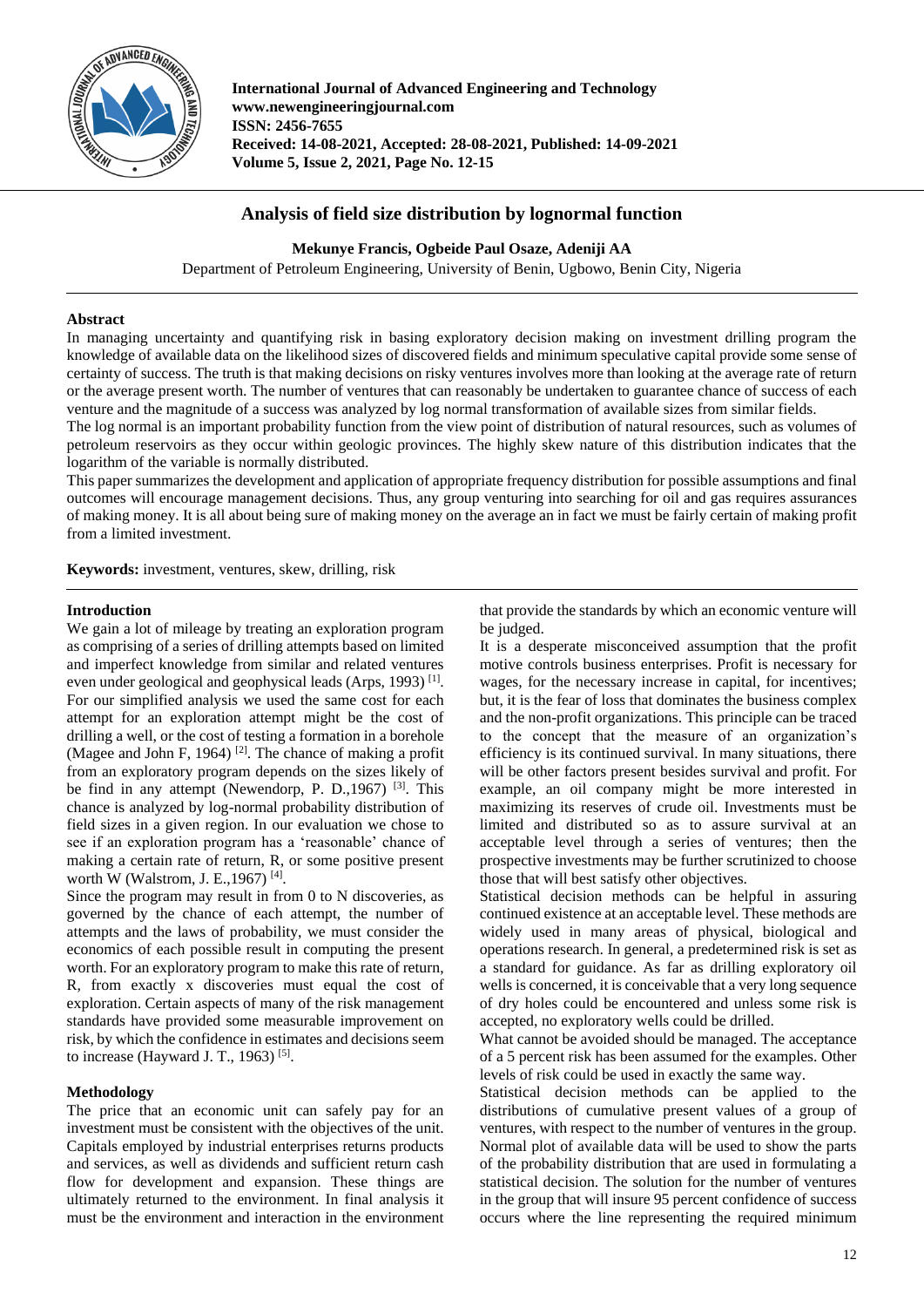# Analysis of field size distribution by lognormal function

**Mekunye Francis, Ogbeide Paul Osaze, Adeniji AA**

Department of Petroleum Engineering, University of Benin, Ugbowo, Benin City, Nigeria

## Abstract

In managing uncertainty and quantifying risk in basing exploratory decision making on investment drilling program the knowledge of available data on the likelihood sizes of discovered fields and minimum speculative capital provide some sense of certainty of success. The truth is that making decisions on risky ventures involves more than looking at the average rate of return or the average present worth. The number of ventures that can reasonably be undertaken to guarantee chance of success of each venture and the magnitude of a success was analyzed by log normal transformation of available sizes from similar fields.

The log normal is an important probability function from the view point of distribution of natural resources, such as volumes of petroleum reservoirs as they occur within geologic provinces. The highly skew nature of this distribution indicates that the logarithm of the variable is normally distributed.

This paper summarizes the development and application of appropriate frequency distribution for possible assumptions and final outcomes will encourage management decisions. Thus, any group venturing into searching for oil and gas requires assurances of making money. It is all about being sure of making money on the average an in fact we must be fairly certain of making profit from a limited investment.

**Keywords:** investment, ventures, skew, drilling, risk

## Introduction

We gain a lot of mileage by treating an exploration program as comprising of a series of drilling attempts based on limited and imperfect knowledge from similar and related ventures even under geological and geophysical leads (Arps, 1993) [1]. For our simplified analysis we used the same cost for each attempt for an exploration attempt might be the cost of drilling a well, or the cost of testing a formation in a borehole (Magee and John F, 1964) [2]. The chance of making a profit from an exploratory program depends on the sizes likely of be find in any attempt (Newendorp, P. D.,1967) [3]. This chance is analyzed by log-normal probability distribution of field sizes in a given region. In our evaluation we chose to see if an exploration program has a 'reasonable' chance of making a certain rate of return, R, or some positive present worth W (Walstrom, J. E.,1967) [4].

Since the program may result in from 0 to N discoveries, as governed by the chance of each attempt, the number of attempts and the laws of probability, we must consider the economics of each possible result in computing the present worth. For an exploratory program to make this rate of return, R, from exactly x discoveries must equal the cost of exploration. Certain aspects of many of the risk management standards have provided some measurable improvement on risk, by which the confidence in estimates and decisions seem to increase (Hayward J. T., 1963) [5].

## Methodology

The price that an economic unit can safely pay for an investment must be consistent with the objectives of the unit. Capitals employed by industrial enterprises returns products and services, as well as dividends and sufficient return cash flow for development and expansion. These things are ultimately returned to the environment. In final analysis it must be the environment and interaction in the environment that provide the standards by which an economic venture will be judged.

It is a desperate misconceived assumption that the profit motive controls business enterprises. Profit is necessary for wages, for the necessary increase in capital, for incentives; but, it is the fear of loss that dominates the business complex and the non-profit organizations. This principle can be traced to the concept that the measure of an organization's efficiency is its continued survival. In many situations, there will be other factors present besides survival and profit. For example, an oil company might be more interested in maximizing its reserves of crude oil. Investments must be limited and distributed so as to assure survival at an acceptable level through a series of ventures; then the prospective investments may be further scrutinized to choose those that will best satisfy other objectives.

Statistical decision methods can be helpful in assuring continued existence at an acceptable level. These methods are widely used in many areas of physical, biological and operations research. In general, a predetermined risk is set as a standard for guidance. As far as drilling exploratory oil wells is concerned, it is conceivable that a very long sequence of dry holes could be encountered and unless some risk is accepted, no exploratory wells could be drilled.

What cannot be avoided should be managed. The acceptance of a 5 percent risk has been assumed for the examples. Other levels of risk could be used in exactly the same way.

Statistical decision methods can be applied to the distributions of cumulative present values of a group of ventures, with respect to the number of ventures in the group. Normal plot of available data will be used to show the parts of the probability distribution that are used in formulating a statistical decision. The solution for the number of ventures in the group that will insure 95 percent confidence of success occurs where the line representing the required minimum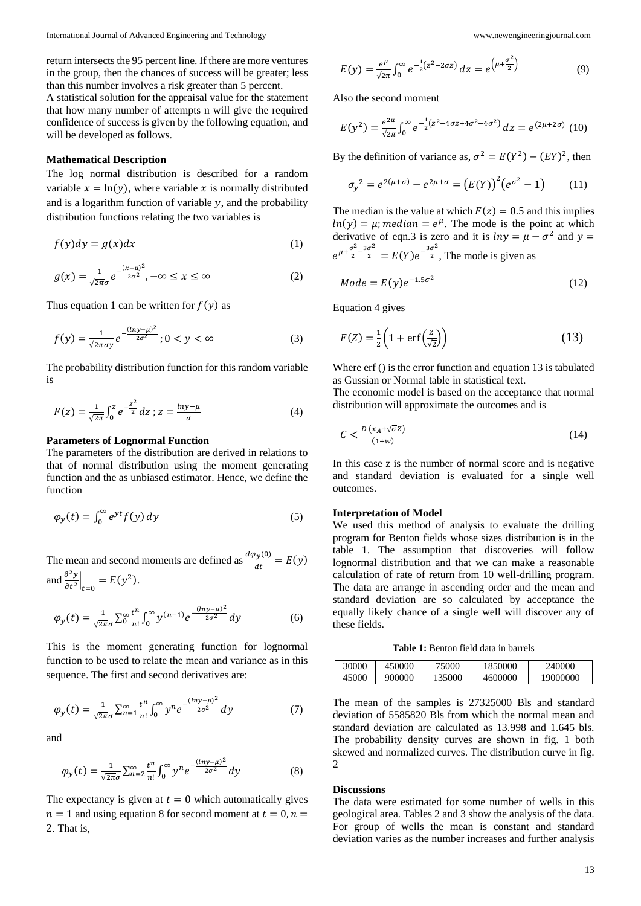return intersects the 95 percent line. If there are more ventures in the group, then the chances of success will be greater; less than this number involves a risk greater than 5 percent.

A statistical solution for the appraisal value for the statement that how many number of attempts n will give the required confidence of success is given by the following equation, and will be developed as follows.

### Mathematical Description

The log normal distribution is described for a random variable $x = \ln(y)$, where variable $x$ is normally distributed and is a logarithm function of variable $y$, and the probability distribution functions relating the two variables is

$$f(y)dy = g(x)dx \tag{1}$$

$$g(x) = \frac{1}{\sqrt{2\pi}\sigma} e^{-\frac{(x-\mu)^2}{2\sigma^2}}, -\infty \leq x \leq \infty \tag{2}$$

Thus equation 1 can be written for $f(y)$ as

$$f(y) = \frac{1}{\sqrt{2\pi}\sigma y} e^{-\frac{(lny-\mu)^2}{2\sigma^2}}; 0 < y < \infty \tag{3}$$

The probability distribution function for this random variable is

$$F(z) = \frac{1}{\sqrt{2\pi}} \int_0^z e^{-\frac{z^2}{2}} dz \, ; z = \frac{lny - \mu}{\sigma} \tag{4}$$

### Parameters of Lognormal Function

The parameters of the distribution are derived in relations to that of normal distribution using the moment generating function and the as unbiased estimator. Hence, we define the function

$$\varphi_y(t) = \int_0^\infty e^{yt} f(y) \, dy \tag{5}$$

The mean and second moments are defined as $\frac{d\varphi_y(0)}{dt} = E(y)$ and $\frac{\partial^2 y}{\partial t^2}\Big|_{t=0} = E(y^2)$.

$$\varphi_y(t) = \frac{1}{\sqrt{2\pi}\sigma} \sum_0^\infty \frac{t^n}{n!} \int_0^\infty y^{(n-1)} e^{-\frac{(lny-\mu)^2}{2\sigma^2}} dy \tag{6}$$

This is the moment generating function for lognormal function to be used to relate the mean and variance as in this sequence. The first and second derivatives are:

$$\varphi_y(t) = \frac{1}{\sqrt{2\pi}\sigma} \sum_{n=1}^\infty \frac{t^n}{n!} \int_0^\infty y^n e^{-\frac{(lny-\mu)^2}{2\sigma^2}} dy \tag{7}$$

and

$$\varphi_y(t) = \frac{1}{\sqrt{2\pi}\sigma} \sum_{n=2}^\infty \frac{t^n}{n!} \int_0^\infty y^n e^{-\frac{(lny-\mu)^2}{2\sigma^2}} dy \tag{8}$$

The expectancy is given at $t = 0$ which automatically gives $n = 1$ and using equation 8 for second moment at $t = 0, n = 2$. That is,

$$E(y) = \frac{e^\mu}{\sqrt{2\pi}} \int_0^\infty e^{-\frac{1}{2}(z^2 - 2\sigma z)} dz = e^{\left(\mu + \frac{\sigma^2}{2}\right)} \tag{9}$$

Also the second moment

$$E(y^2) = \frac{e^{2\mu}}{\sqrt{2\pi}} \int_0^\infty e^{-\frac{1}{2}(z^2 - 4\sigma z + 4\sigma^2 - 4\sigma^2)} dz = e^{(2\mu + 2\sigma)} \tag{10}$$

By the definition of variance as, $\sigma^2 = E(Y^2) - (EY)^2$, then

$$\sigma_y^{\,2} = e^{2(\mu+\sigma)} - e^{2\mu+\sigma} = \left(E(Y)\right)^2 \left(e^{\sigma^2} - 1\right) \tag{11}$$

The median is the value at which $F(z) = 0.5$ and this implies $ln(y) = \mu; median = e^\mu$. The mode is the point at which derivative of eqn.3 is zero and it is $lny = \mu - \sigma^2$ and $y = e^{\mu + \frac{\sigma^2}{2} - \frac{3\sigma^2}{2}} = E(Y)e^{-\frac{3\sigma^2}{2}}$, The mode is given as

$$Mode = E(y)e^{-1.5\sigma^2} \tag{12}$$

Equation 4 gives

$$F(Z) = \frac{1}{2}\left(1 + \text{erf}\left(\frac{Z}{\sqrt{2}}\right)\right) \tag{13}$$

Where erf () is the error function and equation 13 is tabulated as Gussian or Normal table in statistical text.

The economic model is based on the acceptance that normal distribution will approximate the outcomes and is

$$C < \frac{D\left(x_A + \sqrt{\sigma}z\right)}{(1+w)} \tag{14}$$

In this case z is the number of normal score and is negative and standard deviation is evaluated for a single well outcomes.

### Interpretation of Model

We used this method of analysis to evaluate the drilling program for Benton fields whose sizes distribution is in the table 1. The assumption that discoveries will follow lognormal distribution and that we can make a reasonable calculation of rate of return from 10 well-drilling program. The data are arrange in ascending order and the mean and standard deviation are so calculated by acceptance the equally likely chance of a single well will discover any of these fields.

**Table 1:** Benton field data in barrels

| 30000 | 450000 | 75000 | 1850000 | 240000 |
|---|---|---|---|---|
| 45000 | 900000 | 135000 | 4600000 | 19000000 |

The mean of the samples is 27325000 Bls and standard deviation of 5585820 Bls from which the normal mean and standard deviation are calculated as 13.998 and 1.645 bls. The probability density curves are shown in fig. 1 both skewed and normalized curves. The distribution curve in fig. 2

### Discussions

The data were estimated for some number of wells in this geological area. Tables 2 and 3 show the analysis of the data. For group of wells the mean is constant and standard deviation varies as the number increases and further analysis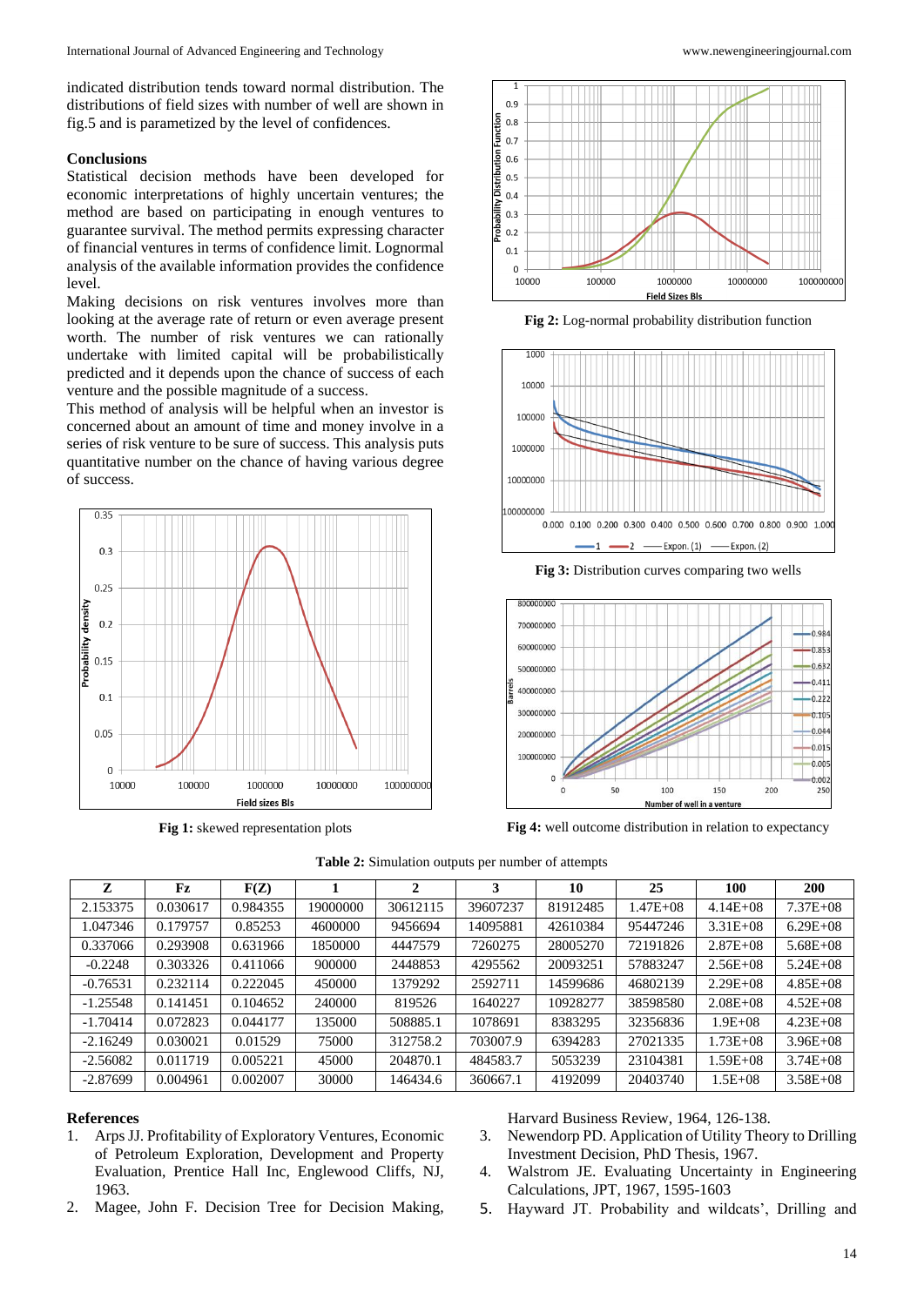indicated distribution tends toward normal distribution. The distributions of field sizes with number of well are shown in fig.5 and is parametized by the level of confidences.

**Conclusions**

Statistical decision methods have been developed for economic interpretations of highly uncertain ventures; the method are based on participating in enough ventures to guarantee survival. The method permits expressing character of financial ventures in terms of confidence limit. Lognormal analysis of the available information provides the confidence level.

Making decisions on risk ventures involves more than looking at the average rate of return or even average present worth. The number of risk ventures we can rationally undertake with limited capital will be probabilistically predicted and it depends upon the chance of success of each venture and the possible magnitude of a success.

This method of analysis will be helpful when an investor is concerned about an amount of time and money involve in a series of risk venture to be sure of success. This analysis puts quantitative number on the chance of having various degree of success.

**Fig 1:** skewed representation plots

**Fig 2:** Log-normal probability distribution function

**Fig 3:** Distribution curves comparing two wells

**Fig 4:** well outcome distribution in relation to expectancy

**Table 2:** Simulation outputs per number of attempts

| Z | Fz | F(Z) | 1 | 2 | 3 | 10 | 25 | 100 | 200 |
|---|---|---|---|---|---|---|---|---|---|
| 2.153375 | 0.030617 | 0.984355 | 19000000 | 30612115 | 39607237 | 81912485 | 1.47E+08 | 4.14E+08 | 7.37E+08 |
| 1.047346 | 0.179757 | 0.85253 | 4600000 | 9456694 | 14095881 | 42610384 | 95447246 | 3.31E+08 | 6.29E+08 |
| 0.337066 | 0.293908 | 0.631966 | 1850000 | 4447579 | 7260275 | 28005270 | 72191826 | 2.87E+08 | 5.68E+08 |
| -0.2248 | 0.303326 | 0.411066 | 900000 | 2448853 | 4295562 | 20093251 | 57883247 | 2.56E+08 | 5.24E+08 |
| -0.76531 | 0.232114 | 0.222045 | 450000 | 1379292 | 2592711 | 14599686 | 46802139 | 2.29E+08 | 4.85E+08 |
| -1.25548 | 0.141451 | 0.104652 | 240000 | 819526 | 1640227 | 10928277 | 38598580 | 2.08E+08 | 4.52E+08 |
| -1.70414 | 0.072823 | 0.044177 | 135000 | 508885.1 | 1078691 | 8383295 | 32356836 | 1.9E+08 | 4.23E+08 |
| -2.16249 | 0.030021 | 0.01529 | 75000 | 312758.2 | 703007.9 | 6394283 | 27021335 | 1.73E+08 | 3.96E+08 |
| -2.56082 | 0.011719 | 0.005221 | 45000 | 204870.1 | 484583.7 | 5053239 | 23104381 | 1.59E+08 | 3.74E+08 |
| -2.87699 | 0.004961 | 0.002007 | 30000 | 146434.6 | 360667.1 | 4192099 | 20403740 | 1.5E+08 | 3.58E+08 |

**References**

1. Arps JJ. Profitability of Exploratory Ventures, Economic of Petroleum Exploration, Development and Property Evaluation, Prentice Hall Inc, Englewood Cliffs, NJ, 1963.
2. Magee, John F. Decision Tree for Decision Making, Harvard Business Review, 1964, 126-138.
3. Newendorp PD. Application of Utility Theory to Drilling Investment Decision, PhD Thesis, 1967.
4. Walstrom JE. Evaluating Uncertainty in Engineering Calculations, JPT, 1967, 1595-1603
5. Hayward JT. Probability and wildcats', Drilling and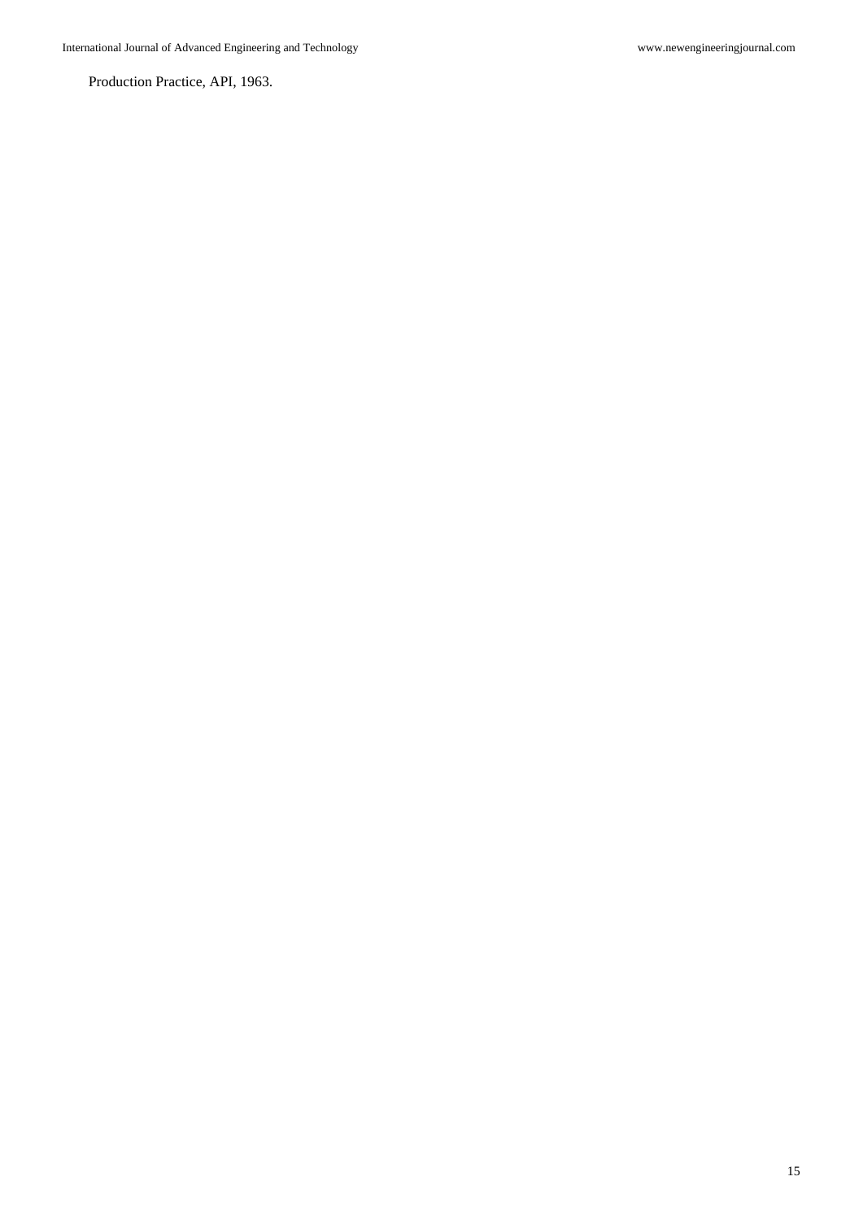Production Practice, API, 1963.